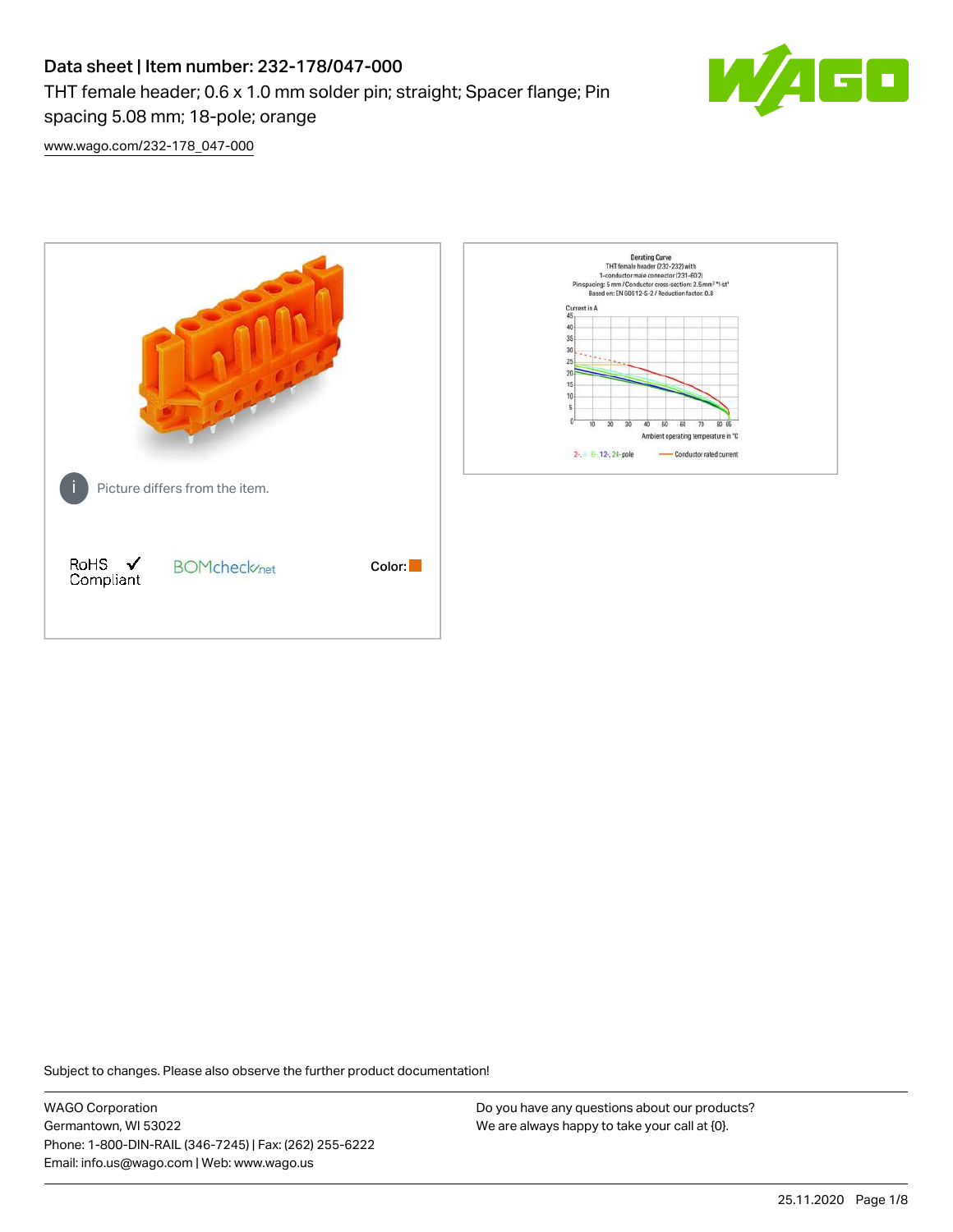# Data sheet | Item number: 232-178/047-000

THT female header; 0.6 x 1.0 mm solder pin; straight; Spacer flange; Pin spacing 5.08 mm; 18-pole; orange

www.wago.com/232-178_047-000

Picture differs from the item.

RoHS Compliant

BOMcheck.net

Color:

Subject to changes. Please also observe the further product documentation!

WAGO Corporation
Germantown, WI 53022
Phone: 1-800-DIN-RAIL (346-7245) | Fax: (262) 255-6222
Email: info.us@wago.com | Web: www.wago.us

Do you have any questions about our products?
We are always happy to take your call at {0}.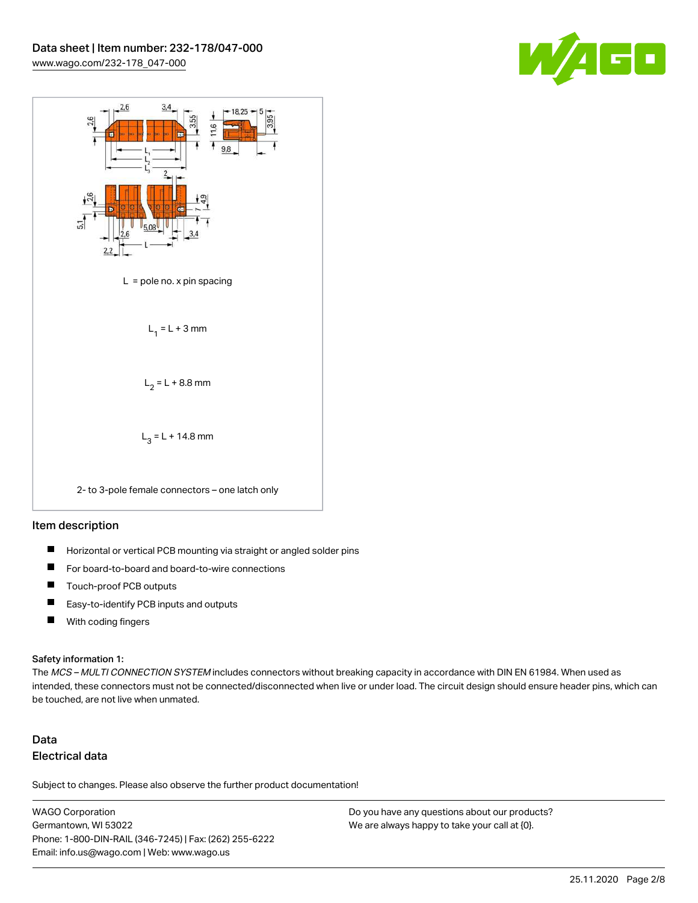L = pole no. x pin spacing

$L_1 = L + 3$ mm

$L_2 = L + 8.8$ mm

$L_3 = L + 14.8$ mm

2- to 3-pole female connectors – one latch only

## Item description

- Horizontal or vertical PCB mounting via straight or angled solder pins
- For board-to-board and board-to-wire connections
- Touch-proof PCB outputs
- Easy-to-identify PCB inputs and outputs
- With coding fingers

**Safety information 1:**

The *MCS – MULTI CONNECTION SYSTEM* includes connectors without breaking capacity in accordance with DIN EN 61984. When used as intended, these connectors must not be connected/disconnected when live or under load. The circuit design should ensure header pins, which can be touched, are not live when unmated.

## Data

### Electrical data

Subject to changes. Please also observe the further product documentation!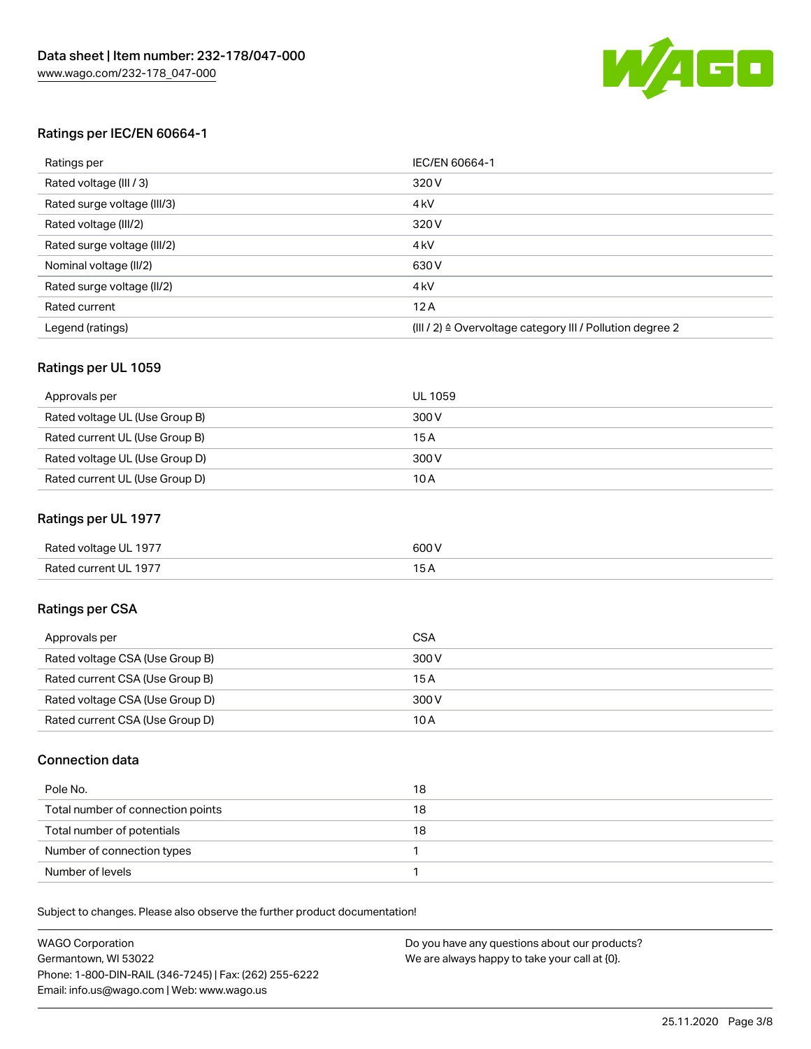## Ratings per IEC/EN 60664-1

| Ratings per | IEC/EN 60664-1 |
|---|---|
| Rated voltage (III / 3) | 320 V |
| Rated surge voltage (III/3) | 4 kV |
| Rated voltage (III/2) | 320 V |
| Rated surge voltage (III/2) | 4 kV |
| Nominal voltage (II/2) | 630 V |
| Rated surge voltage (II/2) | 4 kV |
| Rated current | 12 A |
| Legend (ratings) | (III / 2) ≙ Overvoltage category III / Pollution degree 2 |

## Ratings per UL 1059

| Approvals per | UL 1059 |
|---|---|
| Rated voltage UL (Use Group B) | 300 V |
| Rated current UL (Use Group B) | 15 A |
| Rated voltage UL (Use Group D) | 300 V |
| Rated current UL (Use Group D) | 10 A |

## Ratings per UL 1977

| Rated voltage UL 1977 | 600 V |
|---|---|
| Rated current UL 1977 | 15 A |

## Ratings per CSA

| Approvals per | CSA |
|---|---|
| Rated voltage CSA (Use Group B) | 300 V |
| Rated current CSA (Use Group B) | 15 A |
| Rated voltage CSA (Use Group D) | 300 V |
| Rated current CSA (Use Group D) | 10 A |

## Connection data

| Pole No. | 18 |
|---|---|
| Total number of connection points | 18 |
| Total number of potentials | 18 |
| Number of connection types | 1 |
| Number of levels | 1 |

Subject to changes. Please also observe the further product documentation!

WAGO Corporation
Germantown, WI 53022
Phone: 1-800-DIN-RAIL (346-7245) | Fax: (262) 255-6222
Email: info.us@wago.com | Web: www.wago.us

Do you have any questions about our products?
We are always happy to take your call at {0}.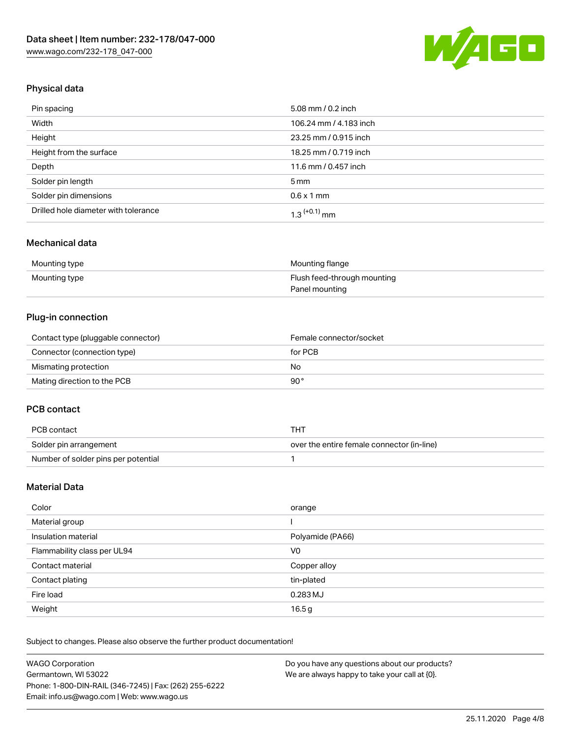## Physical data

| | |
|---|---|
| Pin spacing | 5.08 mm / 0.2 inch |
| Width | 106.24 mm / 4.183 inch |
| Height | 23.25 mm / 0.915 inch |
| Height from the surface | 18.25 mm / 0.719 inch |
| Depth | 11.6 mm / 0.457 inch |
| Solder pin length | 5 mm |
| Solder pin dimensions | 0.6 x 1 mm |
| Drilled hole diameter with tolerance | $1.3^{(+0.1)}$ mm |

## Mechanical data

| | |
|---|---|
| Mounting type | Mounting flange |
| Mounting type | Flush feed-through mounting<br>Panel mounting |

## Plug-in connection

| | |
|---|---|
| Contact type (pluggable connector) | Female connector/socket |
| Connector (connection type) | for PCB |
| Mismating protection | No |
| Mating direction to the PCB | 90° |

## PCB contact

| | |
|---|---|
| PCB contact | THT |
| Solder pin arrangement | over the entire female connector (in-line) |
| Number of solder pins per potential | 1 |

## Material Data

| | |
|---|---|
| Color | orange |
| Material group | I |
| Insulation material | Polyamide (PA66) |
| Flammability class per UL94 | V0 |
| Contact material | Copper alloy |
| Contact plating | tin-plated |
| Fire load | 0.283 MJ |
| Weight | 16.5 g |

Subject to changes. Please also observe the further product documentation!

WAGO Corporation
Germantown, WI 53022
Phone: 1-800-DIN-RAIL (346-7245) | Fax: (262) 255-6222
Email: info.us@wago.com | Web: www.wago.us

Do you have any questions about our products?
We are always happy to take your call at {0}.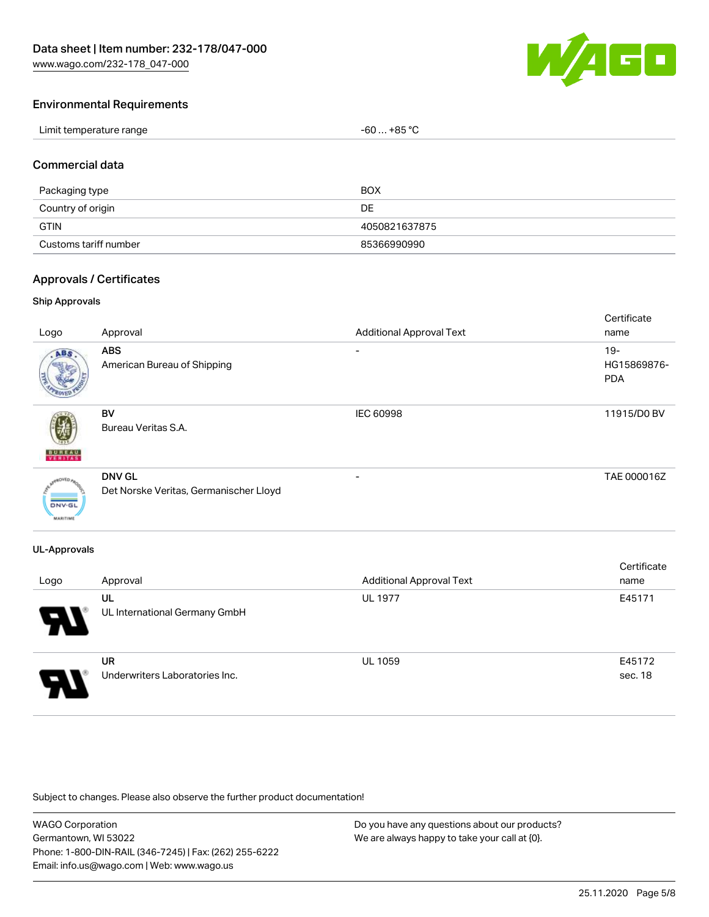## Environmental Requirements

| Limit temperature range | -60 … +85 °C |
| --- | --- |

## Commercial data

| Packaging type | BOX |
| --- | --- |
| Country of origin | DE |
| GTIN | 4050821637875 |
| Customs tariff number | 85366990990 |

## Approvals / Certificates

### Ship Approvals

| Logo | Approval | Additional Approval Text | Certificate name |
| --- | --- | --- | --- |
| | **ABS** American Bureau of Shipping | - | 19-HG15869876-PDA |
| | **BV** Bureau Veritas S.A. | IEC 60998 | 11915/D0 BV |
| | **DNV GL** Det Norske Veritas, Germanischer Lloyd | - | TAE 000016Z |

### UL-Approvals

| Logo | Approval | Additional Approval Text | Certificate name |
| --- | --- | --- | --- |
| | **UL** UL International Germany GmbH | UL 1977 | E45171 |
| | **UR** Underwriters Laboratories Inc. | UL 1059 | E45172 sec. 18 |

Subject to changes. Please also observe the further product documentation!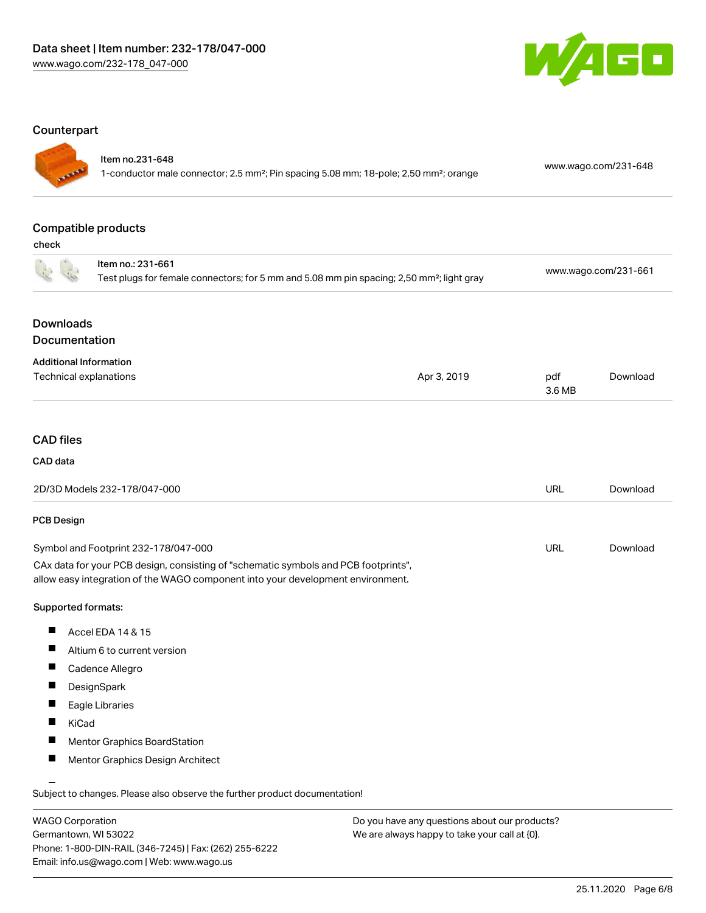## Counterpart

| | | |
|---|---|---|
| Item no.231-648<br>1-conductor male connector; 2.5 mm²; Pin spacing 5.08 mm; 18-pole; 2,50 mm²; orange | | www.wago.com/231-648 |

## Compatible products

check

| | |
|---|---|
| Item no.: 231-661<br>Test plugs for female connectors; for 5 mm and 5.08 mm pin spacing; 2,50 mm²; light gray | www.wago.com/231-661 |

## Downloads

## Documentation

**Additional Information**

| | | | |
|---|---|---|---|
| Technical explanations | Apr 3, 2019 | pdf<br>3.6 MB | Download |

## CAD files

**CAD data**

| | | |
|---|---|---|
| 2D/3D Models 232-178/047-000 | URL | Download |

**PCB Design**

| | | |
|---|---|---|
| Symbol and Footprint 232-178/047-000 | URL | Download |

CAx data for your PCB design, consisting of "schematic symbols and PCB footprints", allow easy integration of the WAGO component into your development environment.

**Supported formats:**

- Accel EDA 14 & 15
- Altium 6 to current version
- Cadence Allegro
- DesignSpark
- Eagle Libraries
- KiCad
- Mentor Graphics BoardStation
- Mentor Graphics Design Architect

Subject to changes. Please also observe the further product documentation!

WAGO Corporation
Germantown, WI 53022
Phone: 1-800-DIN-RAIL (346-7245) | Fax: (262) 255-6222
Email: info.us@wago.com | Web: www.wago.us

Do you have any questions about our products?
We are always happy to take your call at {0}.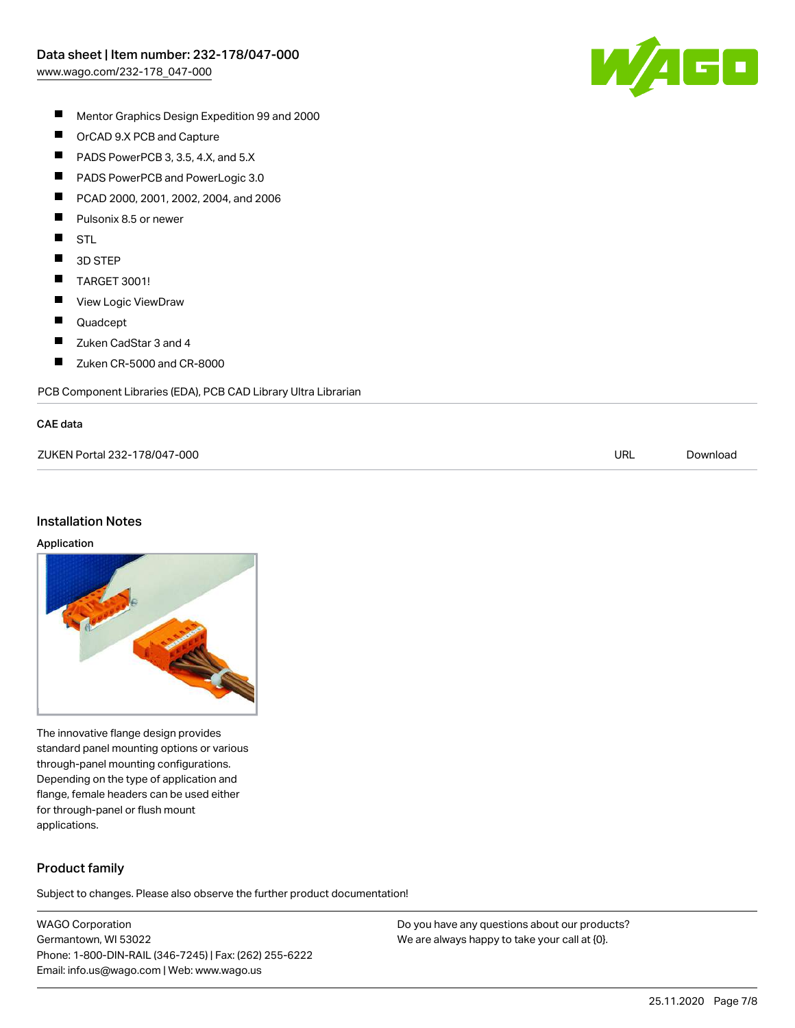- Mentor Graphics Design Expedition 99 and 2000
- OrCAD 9.X PCB and Capture
- PADS PowerPCB 3, 3.5, 4.X, and 5.X
- PADS PowerPCB and PowerLogic 3.0
- PCAD 2000, 2001, 2002, 2004, and 2006
- Pulsonix 8.5 or newer
- STL
- 3D STEP
- TARGET 3001!
- View Logic ViewDraw
- Quadcept
- Zuken CadStar 3 and 4
- Zuken CR-5000 and CR-8000

PCB Component Libraries (EDA), PCB CAD Library Ultra Librarian

### CAE data

| ZUKEN Portal 232-178/047-000 | URL | Download |
|---|---|---|

## Installation Notes

### Application

The innovative flange design provides standard panel mounting options or various through-panel mounting configurations. Depending on the type of application and flange, female headers can be used either for through-panel or flush mount applications.

## Product family

Subject to changes. Please also observe the further product documentation!

WAGO Corporation
Germantown, WI 53022
Phone: 1-800-DIN-RAIL (346-7245) | Fax: (262) 255-6222
Email: info.us@wago.com | Web: www.wago.us

Do you have any questions about our products?
We are always happy to take your call at {0}.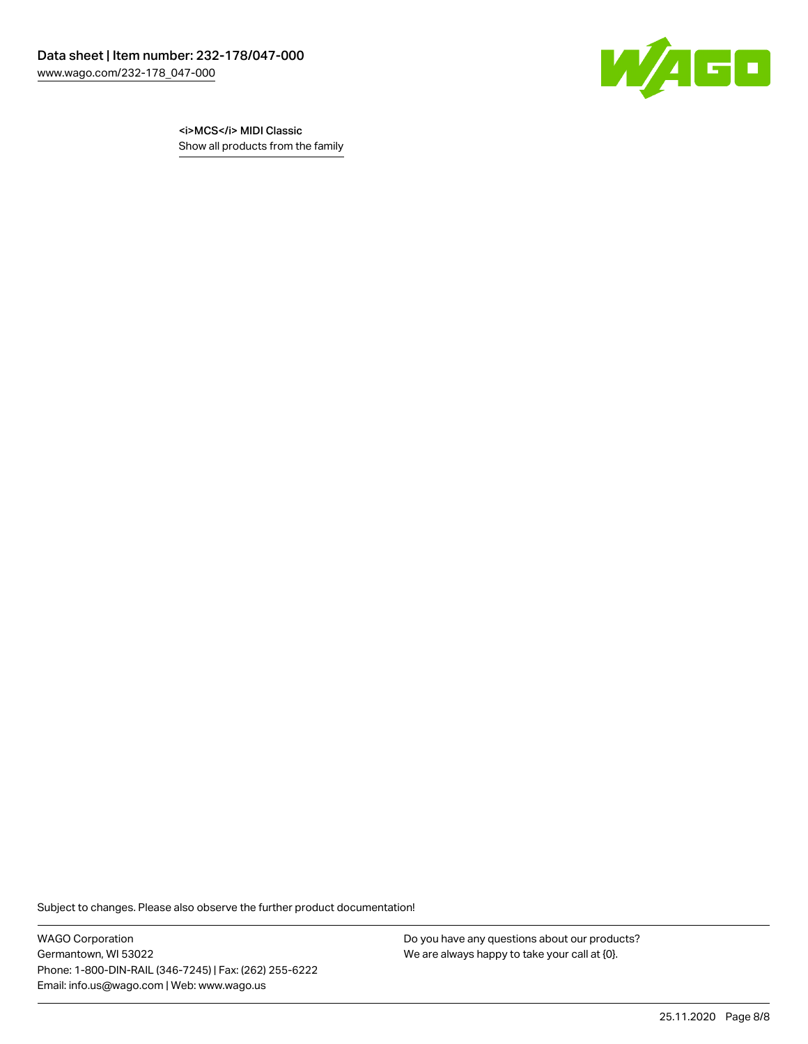<i>MCS</i> MIDI Classic

Show all products from the family

Subject to changes. Please also observe the further product documentation!

WAGO Corporation
Germantown, WI 53022
Phone: 1-800-DIN-RAIL (346-7245) | Fax: (262) 255-6222
Email: info.us@wago.com | Web: www.wago.us

Do you have any questions about our products?
We are always happy to take your call at {0}.